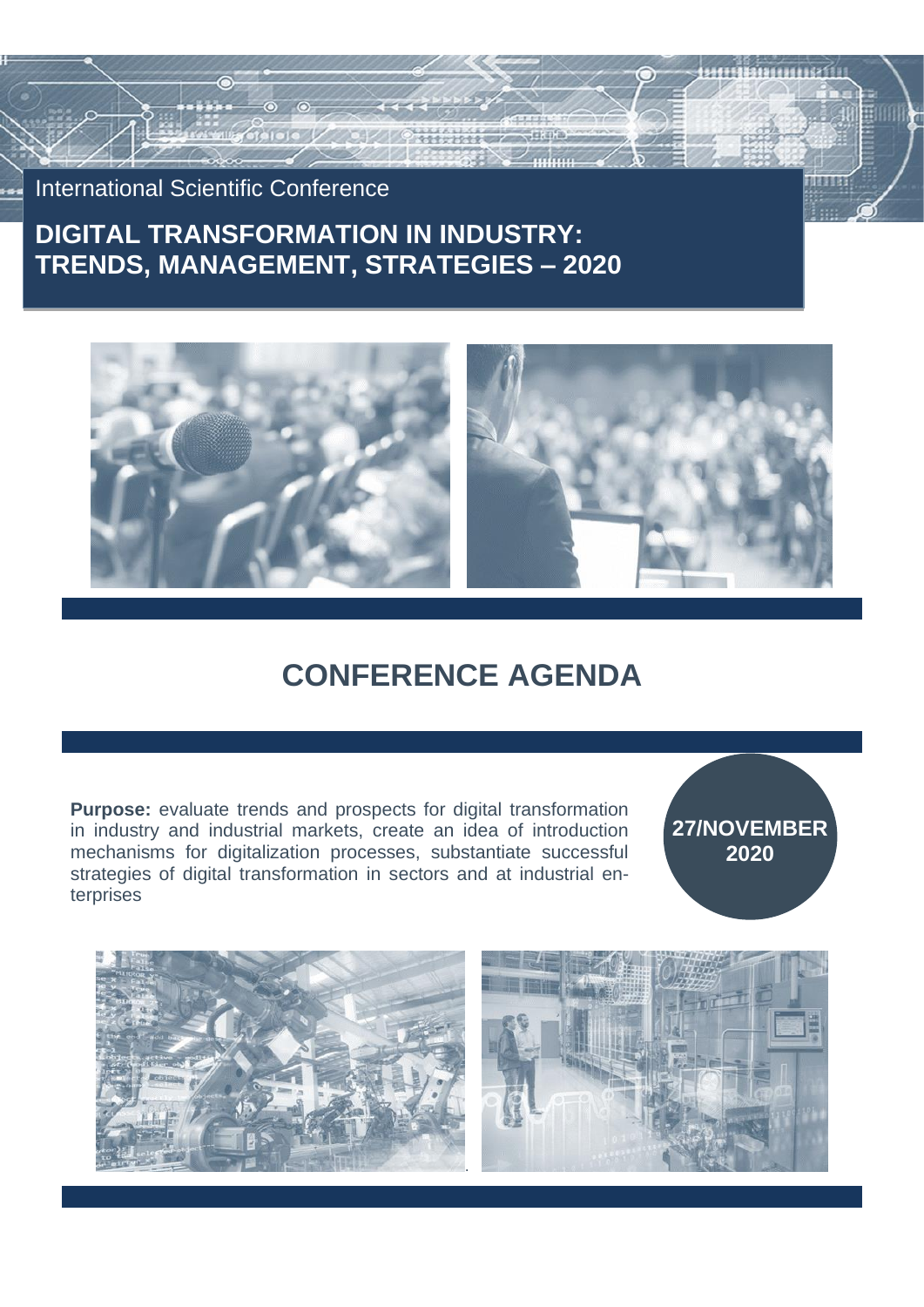International Scientific Conference

# DIGITAL TRANSFORMATION IN INDUSTRY: TRENDS, MANAGEMENT, STRATEGIES – 2020

## CONFERENCE AGENDA

**Purpose:** evaluate trends and prospects for digital transformation in industry and industrial markets, create an idea of introduction mechanisms for digitalization processes, substantiate successful strategies of digital transformation in sectors and at industrial enterprises

**27/NOVEMBER 2020**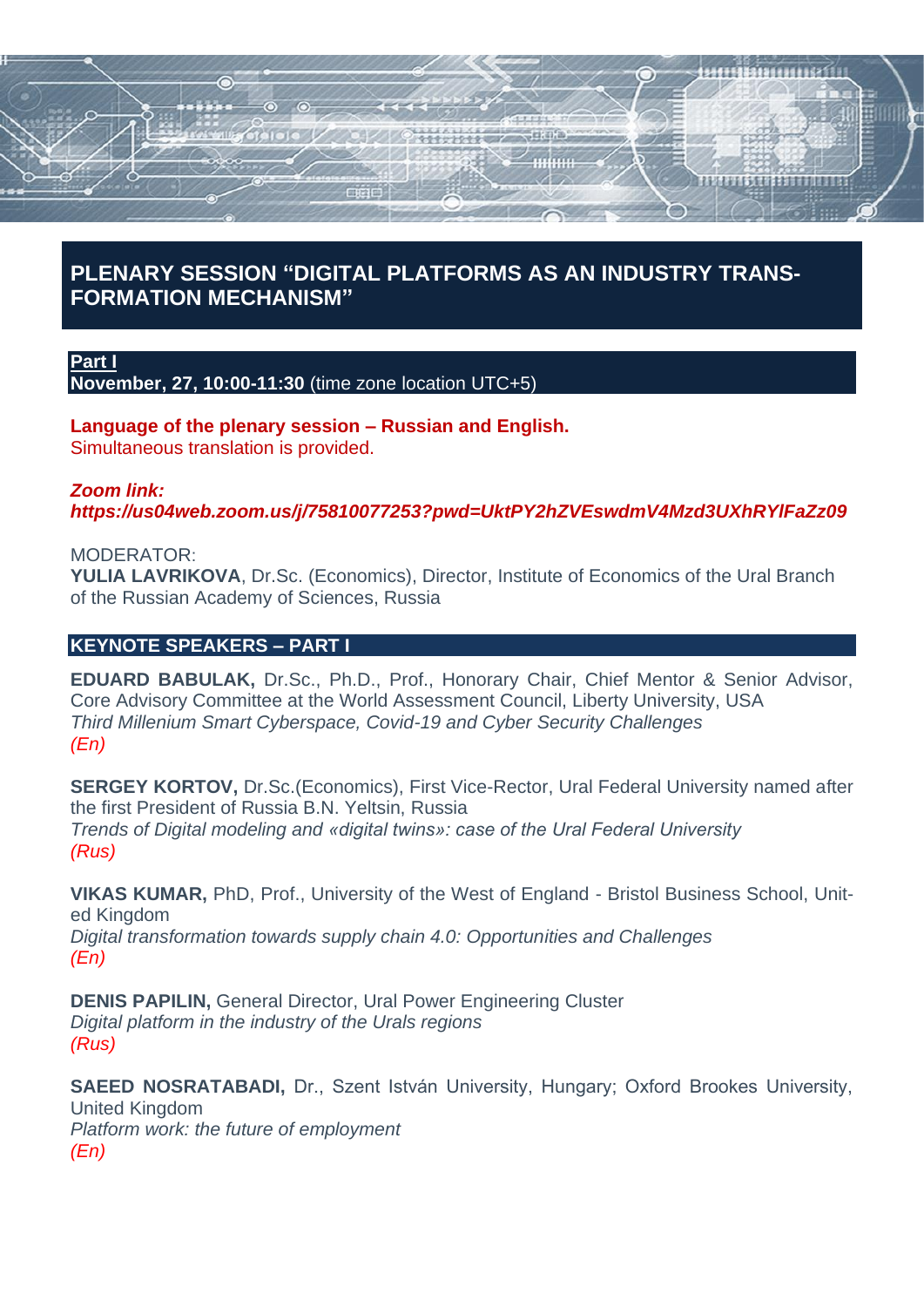# PLENARY SESSION "DIGITAL PLATFORMS AS AN INDUSTRY TRANSFORMATION MECHANISM"

**Part I**
**November, 27, 10:00-11:30** (time zone location UTC+5)

**Language of the plenary session – Russian and English.**
Simultaneous translation is provided.

***Zoom link:***
***https://us04web.zoom.us/j/75810077253?pwd=UktPY2hZVEswdmV4Mzd3UXhRYlFaZz09***

MODERATOR:
**YULIA LAVRIKOVA**, Dr.Sc. (Economics), Director, Institute of Economics of the Ural Branch of the Russian Academy of Sciences, Russia

## KEYNOTE SPEAKERS – PART I

**EDUARD BABULAK,** Dr.Sc., Ph.D., Prof., Honorary Chair, Chief Mentor & Senior Advisor, Core Advisory Committee at the World Assessment Council, Liberty University, USA
*Third Millenium Smart Cyberspace, Covid-19 and Cyber Security Challenges*
*(En)*

**SERGEY KORTOV,** Dr.Sc.(Economics), First Vice-Rector, Ural Federal University named after the first President of Russia B.N. Yeltsin, Russia
*Trends of Digital modeling and «digital twins»: case of the Ural Federal University*
*(Rus)*

**VIKAS KUMAR,** PhD, Prof., University of the West of England - Bristol Business School, United Kingdom
*Digital transformation towards supply chain 4.0: Opportunities and Challenges*
*(En)*

**DENIS PAPILIN,** General Director, Ural Power Engineering Cluster
*Digital platform in the industry of the Urals regions*
*(Rus)*

**SAEED NOSRATABADI,** Dr., Szent István University, Hungary; Oxford Brookes University, United Kingdom
*Platform work: the future of employment*
*(En)*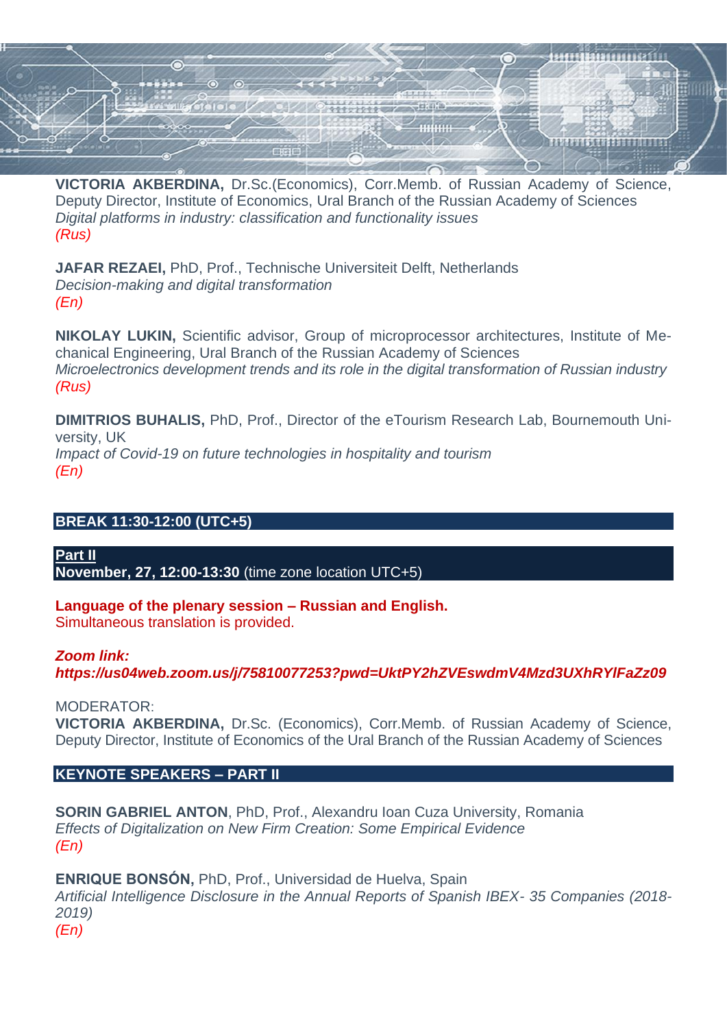**VICTORIA AKBERDINA,** Dr.Sc.(Economics), Corr.Memb. of Russian Academy of Science, Deputy Director, Institute of Economics, Ural Branch of the Russian Academy of Sciences
*Digital platforms in industry: classification and functionality issues*
*(Rus)*

**JAFAR REZAEI,** PhD, Prof., Technische Universiteit Delft, Netherlands
*Decision-making and digital transformation*
*(En)*

**NIKOLAY LUKIN,** Scientific advisor, Group of microprocessor architectures, Institute of Mechanical Engineering, Ural Branch of the Russian Academy of Sciences
*Microelectronics development trends and its role in the digital transformation of Russian industry*
*(Rus)*

**DIMITRIOS BUHALIS,** PhD, Prof., Director of the eTourism Research Lab, Bournemouth University, UK
*Impact of Covid-19 on future technologies in hospitality and tourism*
*(En)*

## BREAK 11:30-12:00 (UTC+5)

## Part II

**November, 27, 12:00-13:30** (time zone location UTC+5)

**Language of the plenary session – Russian and English.**
Simultaneous translation is provided.

***Zoom link:***
***https://us04web.zoom.us/j/75810077253?pwd=UktPY2hZVEswdmV4Mzd3UXhRYlFaZz09***

MODERATOR:
**VICTORIA AKBERDINA,** Dr.Sc. (Economics), Corr.Memb. of Russian Academy of Science, Deputy Director, Institute of Economics of the Ural Branch of the Russian Academy of Sciences

## KEYNOTE SPEAKERS – PART II

**SORIN GABRIEL ANTON**, PhD, Prof., Alexandru Ioan Cuza University, Romania
*Effects of Digitalization on New Firm Creation: Some Empirical Evidence*
*(En)*

**ENRIQUE BONSÓN,** PhD, Prof., Universidad de Huelva, Spain
*Artificial Intelligence Disclosure in the Annual Reports of Spanish IBEX- 35 Companies (2018-2019)*
*(En)*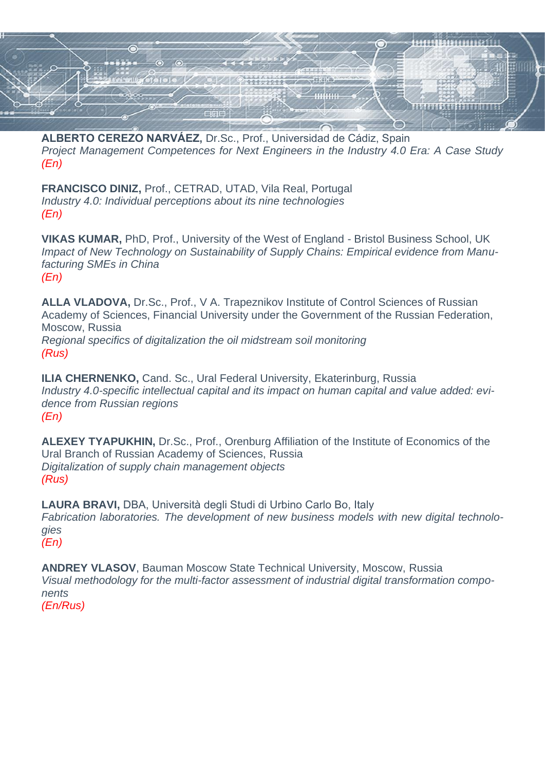**ALBERTO CEREZO NARVÁEZ,** Dr.Sc., Prof., Universidad de Cádiz, Spain
*Project Management Competences for Next Engineers in the Industry 4.0 Era: A Case Study*
*(En)*

**FRANCISCO DINIZ,** Prof., CETRAD, UTAD, Vila Real, Portugal
*Industry 4.0: Individual perceptions about its nine technologies*
*(En)*

**VIKAS KUMAR,** PhD, Prof., University of the West of England - Bristol Business School, UK
*Impact of New Technology on Sustainability of Supply Chains: Empirical evidence from Manufacturing SMEs in China*
*(En)*

**ALLA VLADOVA,** Dr.Sc., Prof., V A. Trapeznikov Institute of Control Sciences of Russian Academy of Sciences, Financial University under the Government of the Russian Federation, Moscow, Russia
*Regional specifics of digitalization the oil midstream soil monitoring*
*(Rus)*

**ILIA CHERNENKO,** Cand. Sc., Ural Federal University, Ekaterinburg, Russia
*Industry 4.0-specific intellectual capital and its impact on human capital and value added: evidence from Russian regions*
*(En)*

**ALEXEY TYAPUKHIN,** Dr.Sc., Prof., Orenburg Affiliation of the Institute of Economics of the Ural Branch of Russian Academy of Sciences, Russia
*Digitalization of supply chain management objects*
*(Rus)*

**LAURA BRAVI,** DBA, Università degli Studi di Urbino Carlo Bo, Italy
*Fabrication laboratories. The development of new business models with new digital technologies*
*(En)*

**ANDREY VLASOV**, Bauman Moscow State Technical University, Moscow, Russia
*Visual methodology for the multi-factor assessment of industrial digital transformation components*
*(En/Rus)*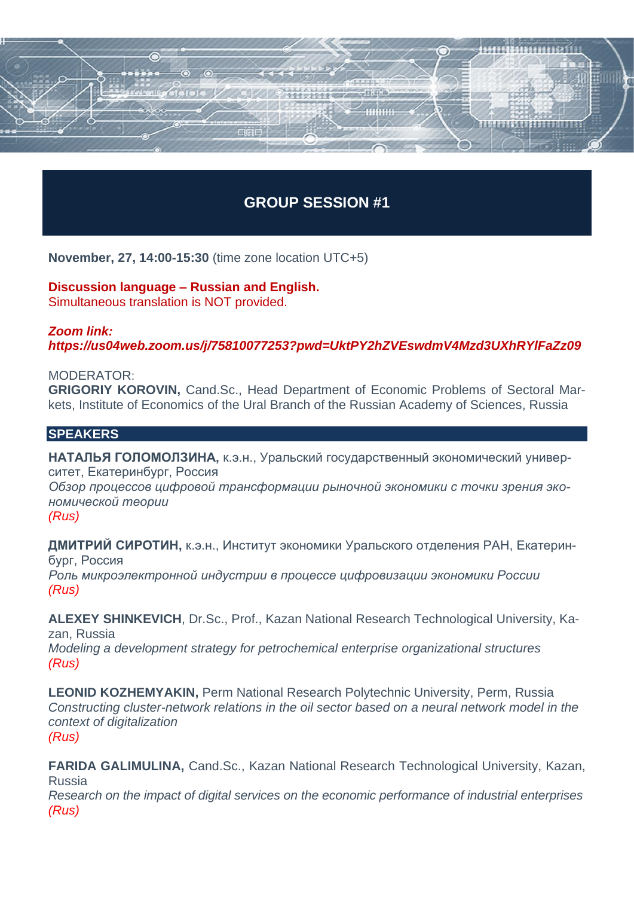# GROUP SESSION #1

**November, 27, 14:00-15:30** (time zone location UTC+5)

**Discussion language – Russian and English.**
Simultaneous translation is NOT provided.

***Zoom link:***
***https://us04web.zoom.us/j/75810077253?pwd=UktPY2hZVEswdmV4Mzd3UXhRYlFaZz09***

MODERATOR:
**GRIGORIY KOROVIN,** Cand.Sc., Head Department of Economic Problems of Sectoral Markets, Institute of Economics of the Ural Branch of the Russian Academy of Sciences, Russia

## SPEAKERS

**НАТАЛЬЯ ГОЛОМОЛЗИНА,** к.э.н., Уральский государственный экономический университет, Екатеринбург, Россия
*Обзор процессов цифровой трансформации рыночной экономики с точки зрения экономической теории*
*(Rus)*

**ДМИТРИЙ СИРОТИН,** к.э.н., Институт экономики Уральского отделения РАН, Екатеринбург, Россия
*Роль микроэлектронной индустрии в процессе цифровизации экономики России*
*(Rus)*

**ALEXEY SHINKEVICH**, Dr.Sc., Prof., Kazan National Research Technological University, Kazan, Russia
*Modeling a development strategy for petrochemical enterprise organizational structures*
*(Rus)*

**LEONID KOZHEMYAKIN,** Perm National Research Polytechnic University, Perm, Russia
*Constructing cluster-network relations in the oil sector based on a neural network model in the context of digitalization*
*(Rus)*

**FARIDA GALIMULINA,** Cand.Sc., Kazan National Research Technological University, Kazan, Russia
*Research on the impact of digital services on the economic performance of industrial enterprises*
*(Rus)*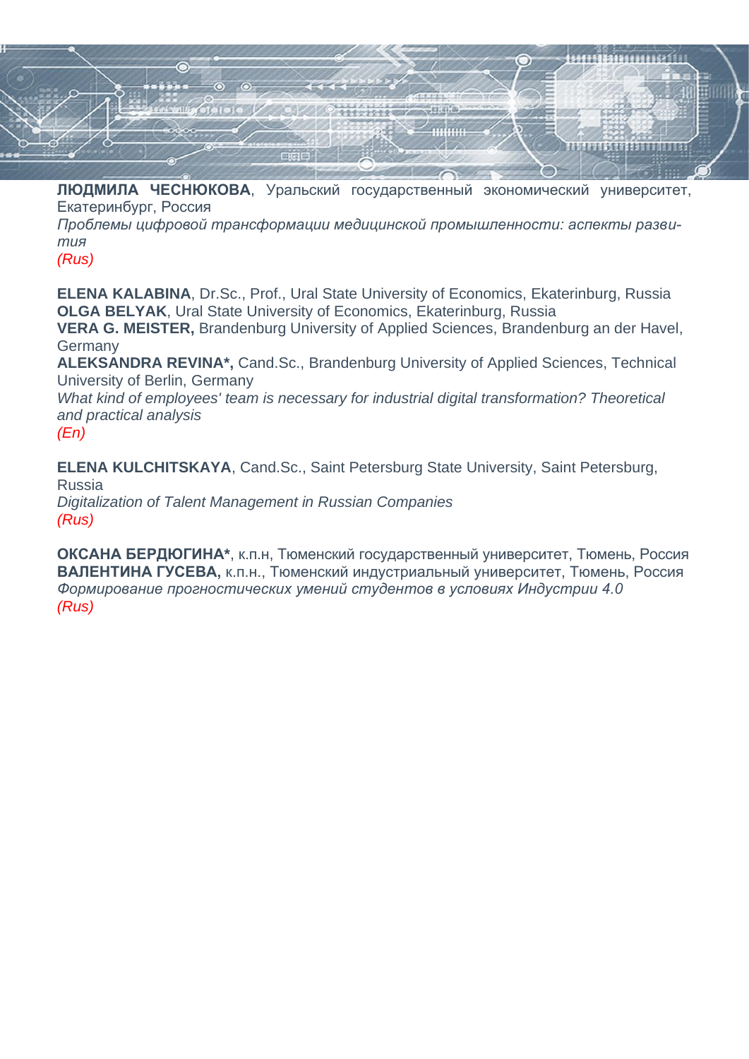**ЛЮДМИЛА ЧЕСНЮКОВА**, Уральский государственный экономический университет, Екатеринбург, Россия
*Проблемы цифровой трансформации медицинской промышленности: аспекты развития*
*(Rus)*

**ELENA KALABINA**, Dr.Sc., Prof., Ural State University of Economics, Ekaterinburg, Russia
**OLGA BELYAK**, Ural State University of Economics, Ekaterinburg, Russia
**VERA G. MEISTER,** Brandenburg University of Applied Sciences, Brandenburg an der Havel, Germany
**ALEKSANDRA REVINA*,** Cand.Sc., Brandenburg University of Applied Sciences, Technical University of Berlin, Germany
*What kind of employees' team is necessary for industrial digital transformation? Theoretical and practical analysis*
*(En)*

**ELENA KULCHITSKAYA**, Cand.Sc., Saint Petersburg State University, Saint Petersburg, Russia
*Digitalization of Talent Management in Russian Companies*
*(Rus)*

**ОКСАНА БЕРДЮГИНА***, к.п.н, Тюменский государственный университет, Тюмень, Россия
**ВАЛЕНТИНА ГУСЕВА,** к.п.н., Тюменский индустриальный университет, Тюмень, Россия
*Формирование прогностических умений студентов в условиях Индустрии 4.0*
*(Rus)*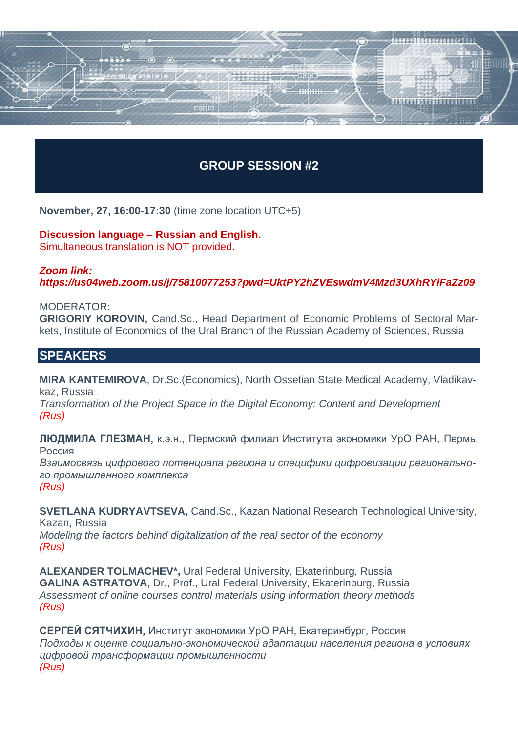## GROUP SESSION #2

**November, 27, 16:00-17:30** (time zone location UTC+5)

**Discussion language – Russian and English.**
Simultaneous translation is NOT provided.

***Zoom link:***
***https://us04web.zoom.us/j/75810077253?pwd=UktPY2hZVEswdmV4Mzd3UXhRYlFaZz09***

MODERATOR:
**GRIGORIY KOROVIN,** Cand.Sc., Head Department of Economic Problems of Sectoral Markets, Institute of Economics of the Ural Branch of the Russian Academy of Sciences, Russia

## SPEAKERS

**MIRA KANTEMIROVA**, Dr.Sc.(Economics), North Ossetian State Medical Academy, Vladikavkaz, Russia
*Transformation of the Project Space in the Digital Economy: Content and Development*
*(Rus)*

**ЛЮДМИЛА ГЛЕЗМАН,** к.э.н., Пермский филиал Института экономики УрО РАН, Пермь, Россия
*Взаимосвязь цифрового потенциала региона и специфики цифровизации регионального промышленного комплекса*
*(Rus)*

**SVETLANA KUDRYAVTSEVA,** Cand.Sc., Kazan National Research Technological University, Kazan, Russia
*Modeling the factors behind digitalization of the real sector of the economy*
*(Rus)*

**ALEXANDER TOLMACHEV*,** Ural Federal University, Ekaterinburg, Russia
**GALINA ASTRATOVA**, Dr., Prof., Ural Federal University, Ekaterinburg, Russia
*Assessment of online courses control materials using information theory methods*
*(Rus)*

**СЕРГЕЙ СЯТЧИХИН,** Институт экономики УрО РАН, Екатеринбург, Россия
*Подходы к оценке социально-экономической адаптации населения региона в условиях цифровой трансформации промышленности*
*(Rus)*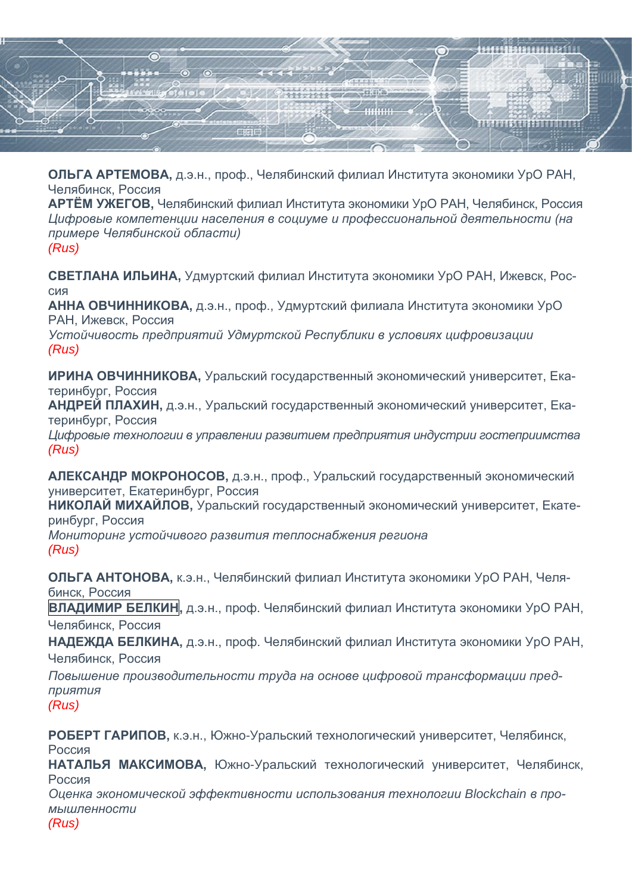**ОЛЬГА АРТЕМОВА,** д.э.н., проф., Челябинский филиал Института экономики УрО РАН, Челябинск, Россия
**АРТЁМ УЖЕГОВ,** Челябинский филиал Института экономики УрО РАН, Челябинск, Россия
*Цифровые компетенции населения в социуме и профессиональной деятельности (на примере Челябинской области)*
*(Rus)*

**СВЕТЛАНА ИЛЬИНА,** Удмуртский филиал Института экономики УрО РАН, Ижевск, Россия
**АННА ОВЧИННИКОВА,** д.э.н., проф., Удмуртский филиала Института экономики УрО РАН, Ижевск, Россия
*Устойчивость предприятий Удмуртской Республики в условиях цифровизации*
*(Rus)*

**ИРИНА ОВЧИННИКОВА,** Уральский государственный экономический университет, Екатеринбург, Россия
**АНДРЕЙ ПЛАХИН,** д.э.н., Уральский государственный экономический университет, Екатеринбург, Россия
*Цифровые технологии в управлении развитием предприятия индустрии гостеприимства*
*(Rus)*

**АЛЕКСАНДР МОКРОНОСОВ,** д.э.н., проф., Уральский государственный экономический университет, Екатеринбург, Россия
**НИКОЛАЙ МИХАЙЛОВ,** Уральский государственный экономический университет, Екатеринбург, Россия
*Мониторинг устойчивого развития теплоснабжения региона*
*(Rus)*

**ОЛЬГА АНТОНОВА,** к.э.н., Челябинский филиал Института экономики УрО РАН, Челябинск, Россия
**ВЛАДИМИР БЕЛКИН,** д.э.н., проф. Челябинский филиал Института экономики УрО РАН, Челябинск, Россия
**НАДЕЖДА БЕЛКИНА,** д.э.н., проф. Челябинский филиал Института экономики УрО РАН, Челябинск, Россия
*Повышение производительности труда на основе цифровой трансформации предприятия*
*(Rus)*

**РОБЕРТ ГАРИПОВ,** к.э.н., Южно-Уральский технологический университет, Челябинск, Россия
**НАТАЛЬЯ МАКСИМОВА,** Южно-Уральский технологический университет, Челябинск, Россия
*Оценка экономической эффективности использования технологии Blockchain в промышленности*
*(Rus)*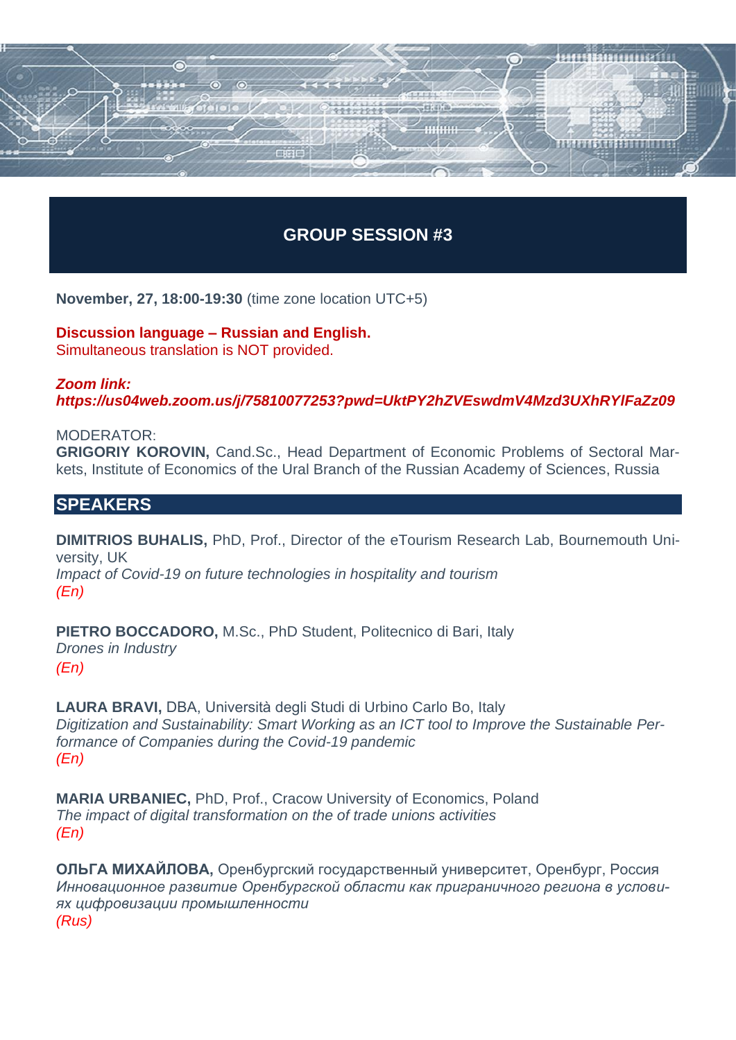## GROUP SESSION #3

**November, 27, 18:00-19:30** (time zone location UTC+5)

**Discussion language – Russian and English.**
Simultaneous translation is NOT provided.

***Zoom link:***
***https://us04web.zoom.us/j/75810077253?pwd=UktPY2hZVEswdmV4Mzd3UXhRYlFaZz09***

MODERATOR:
**GRIGORIY KOROVIN,** Cand.Sc., Head Department of Economic Problems of Sectoral Markets, Institute of Economics of the Ural Branch of the Russian Academy of Sciences, Russia

## SPEAKERS

**DIMITRIOS BUHALIS,** PhD, Prof., Director of the eTourism Research Lab, Bournemouth University, UK
*Impact of Covid-19 on future technologies in hospitality and tourism*
*(En)*

**PIETRO BOCCADORO,** M.Sc., PhD Student, Politecnico di Bari, Italy
*Drones in Industry*
*(En)*

**LAURA BRAVI,** DBA, Università degli Studi di Urbino Carlo Bo, Italy
*Digitization and Sustainability: Smart Working as an ICT tool to Improve the Sustainable Performance of Companies during the Covid-19 pandemic*
*(En)*

**MARIA URBANIEC,** PhD, Prof., Cracow University of Economics, Poland
*The impact of digital transformation on the of trade unions activities*
*(En)*

**ОЛЬГА МИХАЙЛОВА,** Оренбургский государственный университет, Оренбург, Россия
*Инновационное развитие Оренбургской области как приграничного региона в условиях цифровизации промышленности*
*(Rus)*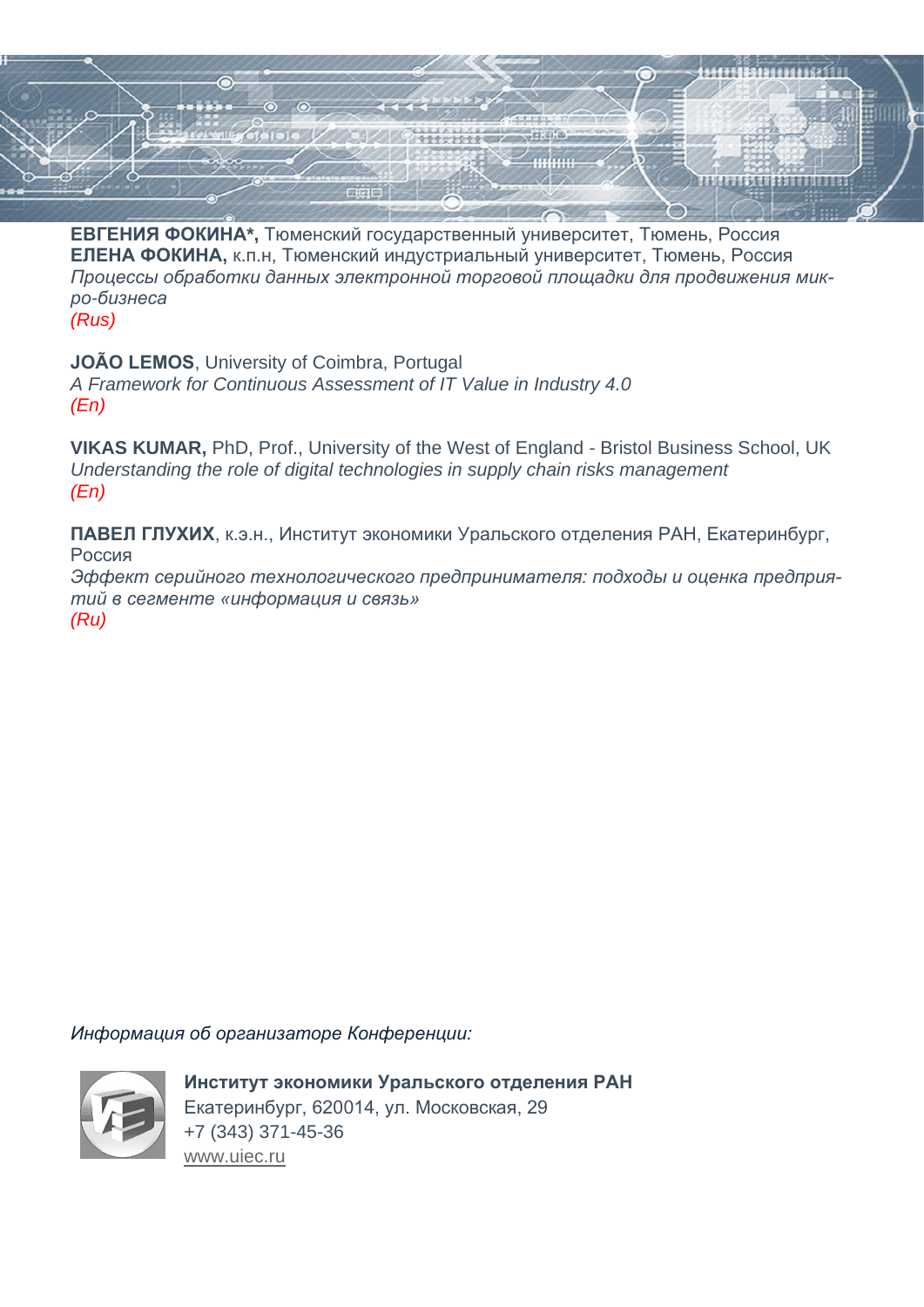**ЕВГЕНИЯ ФОКИНА*,** Тюменский государственный университет, Тюмень, Россия
**ЕЛЕНА ФОКИНА,** к.п.н, Тюменский индустриальный университет, Тюмень, Россия
*Процессы обработки данных электронной торговой площадки для продвижения микро-бизнеса*
*(Rus)*

**JOÃO LEMOS**, University of Coimbra, Portugal
*A Framework for Continuous Assessment of IT Value in Industry 4.0*
*(En)*

**VIKAS KUMAR,** PhD, Prof., University of the West of England - Bristol Business School, UK
*Understanding the role of digital technologies in supply chain risks management*
*(En)*

**ПАВЕЛ ГЛУХИХ**, к.э.н., Институт экономики Уральского отделения РАН, Екатеринбург, Россия
*Эффект серийного технологического предпринимателя: подходы и оценка предприятий в сегменте «информация и связь»*
*(Ru)*

*Информация об организаторе Конференции:*

**Институт экономики Уральского отделения РАН**
Екатеринбург, 620014, ул. Московская, 29
+7 (343) 371-45-36
www.uiec.ru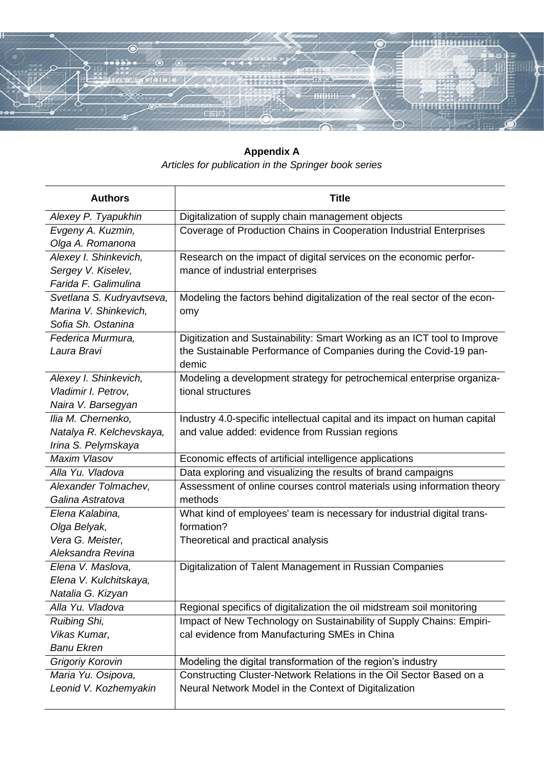**Appendix A**

*Articles for publication in the Springer book series*

| Authors | Title |
|---|---|
| *Alexey P. Tyapukhin* | Digitalization of supply chain management objects |
| *Evgeny A. Kuzmin, Olga A. Romanona* | Coverage of Production Chains in Cooperation Industrial Enterprises |
| *Alexey I. Shinkevich, Sergey V. Kiselev, Farida F. Galimulina* | Research on the impact of digital services on the economic performance of industrial enterprises |
| *Svetlana S. Kudryavtseva, Marina V. Shinkevich, Sofia Sh. Ostanina* | Modeling the factors behind digitalization of the real sector of the economy |
| *Federica Murmura, Laura Bravi* | Digitization and Sustainability: Smart Working as an ICT tool to Improve the Sustainable Performance of Companies during the Covid-19 pandemic |
| *Alexey I. Shinkevich, Vladimir I. Petrov, Naira V. Barsegyan* | Modeling a development strategy for petrochemical enterprise organizational structures |
| *Ilia M. Chernenko, Natalya R. Kelchevskaya, Irina S. Pelymskaya* | Industry 4.0-specific intellectual capital and its impact on human capital and value added: evidence from Russian regions |
| *Maxim Vlasov* | Economic effects of artificial intelligence applications |
| *Alla Yu. Vladova* | Data exploring and visualizing the results of brand campaigns |
| *Alexander Tolmachev, Galina Astratova* | Assessment of online courses control materials using information theory methods |
| *Elena Kalabina, Olga Belyak, Vera G. Meister, Aleksandra Revina* | What kind of employees' team is necessary for industrial digital transformation? Theoretical and practical analysis |
| *Elena V. Maslova, Elena V. Kulchitskaya, Natalia G. Kizyan* | Digitalization of Talent Management in Russian Companies |
| *Alla Yu. Vladova* | Regional specifics of digitalization the oil midstream soil monitoring |
| *Ruibing Shi, Vikas Kumar, Banu Ekren* | Impact of New Technology on Sustainability of Supply Chains: Empirical evidence from Manufacturing SMEs in China |
| *Grigoriy Korovin* | Modeling the digital transformation of the region's industry |
| *Maria Yu. Osipova, Leonid V. Kozhemyakin* | Constructing Cluster-Network Relations in the Oil Sector Based on a Neural Network Model in the Context of Digitalization |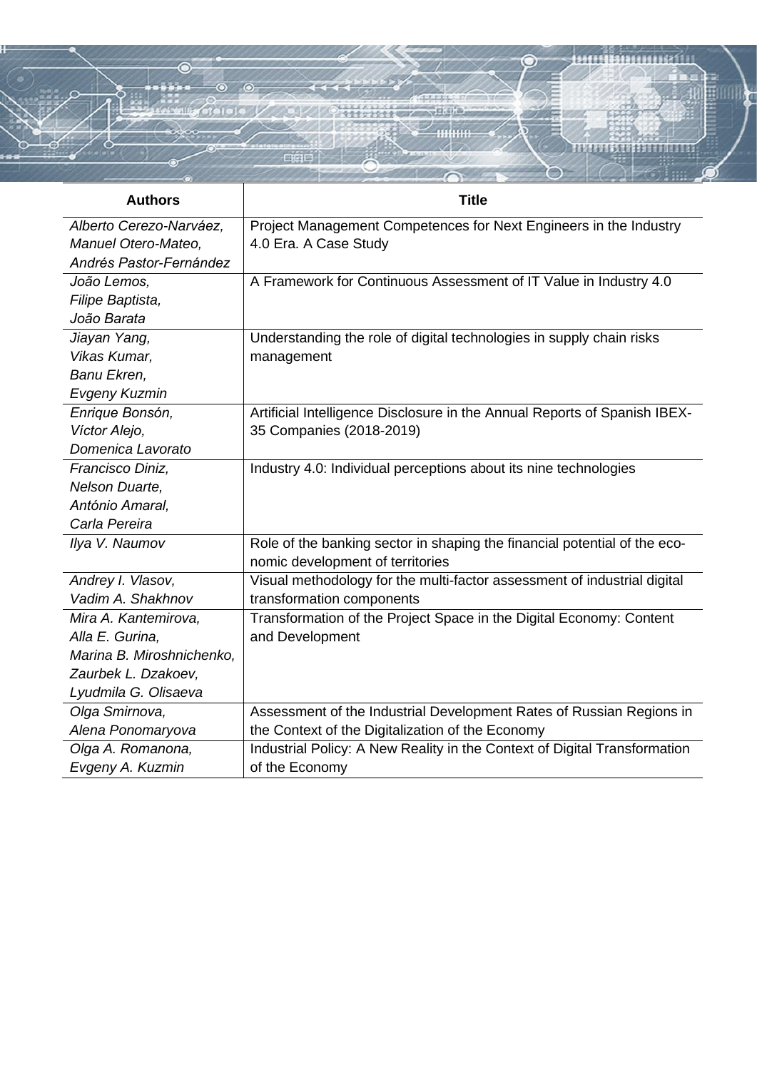| Authors | Title |
|---|---|
| *Alberto Cerezo-Narváez, Manuel Otero-Mateo, Andrés Pastor-Fernández* | Project Management Competences for Next Engineers in the Industry 4.0 Era. A Case Study |
| *João Lemos, Filipe Baptista, João Barata* | A Framework for Continuous Assessment of IT Value in Industry 4.0 |
| *Jiayan Yang, Vikas Kumar, Banu Ekren, Evgeny Kuzmin* | Understanding the role of digital technologies in supply chain risks management |
| *Enrique Bonsón, Víctor Alejo, Domenica Lavorato* | Artificial Intelligence Disclosure in the Annual Reports of Spanish IBEX-35 Companies (2018-2019) |
| *Francisco Diniz, Nelson Duarte, António Amaral, Carla Pereira* | Industry 4.0: Individual perceptions about its nine technologies |
| *Ilya V. Naumov* | Role of the banking sector in shaping the financial potential of the economic development of territories |
| *Andrey I. Vlasov, Vadim A. Shakhnov* | Visual methodology for the multi-factor assessment of industrial digital transformation components |
| *Mira A. Kantemirova, Alla E. Gurina, Marina B. Miroshnichenko, Zaurbek L. Dzakoev, Lyudmila G. Olisaeva* | Transformation of the Project Space in the Digital Economy: Content and Development |
| *Olga Smirnova, Alena Ponomaryova* | Assessment of the Industrial Development Rates of Russian Regions in the Context of the Digitalization of the Economy |
| *Olga A. Romanona, Evgeny A. Kuzmin* | Industrial Policy: A New Reality in the Context of Digital Transformation of the Economy |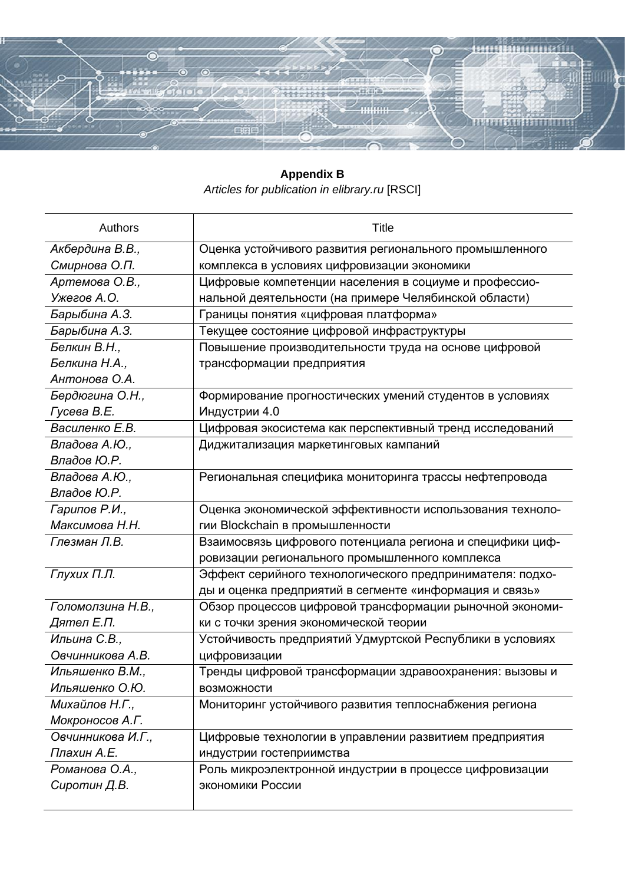**Appendix B**

*Articles for publication in elibrary.ru* [RSCI]

| Authors | Title |
|---|---|
| *Акбердина В.В., Смирнова О.П.* | Оценка устойчивого развития регионального промышленного комплекса в условиях цифровизации экономики |
| *Артемова О.В., Ужегов А.О.* | Цифровые компетенции населения в социуме и профессиональной деятельности (на примере Челябинской области) |
| *Барыбина А.З.* | Границы понятия «цифровая платформа» |
| *Барыбина А.З.* | Текущее состояние цифровой инфраструктуры |
| *Белкин В.Н., Белкина Н.А., Антонова О.А.* | Повышение производительности труда на основе цифровой трансформации предприятия |
| *Бердюгина О.Н., Гусева В.Е.* | Формирование прогностических умений студентов в условиях Индустрии 4.0 |
| *Василенко Е.В.* | Цифровая экосистема как перспективный тренд исследований |
| *Владова А.Ю., Владов Ю.Р.* | Диджитализация маркетинговых кампаний |
| *Владова А.Ю., Владов Ю.Р.* | Региональная специфика мониторинга трассы нефтепровода |
| *Гарипов Р.И., Максимова Н.Н.* | Оценка экономической эффективности использования технологии Blockchain в промышленности |
| *Глезман Л.В.* | Взаимосвязь цифрового потенциала региона и специфики цифровизации регионального промышленного комплекса |
| *Глухих П.Л.* | Эффект серийного технологического предпринимателя: подходы и оценка предприятий в сегменте «информация и связь» |
| *Голомолзина Н.В., Дятел Е.П.* | Обзор процессов цифровой трансформации рыночной экономики с точки зрения экономической теории |
| *Ильина С.В., Овчинникова А.В.* | Устойчивость предприятий Удмуртской Республики в условиях цифровизации |
| *Ильяшенко В.М., Ильяшенко О.Ю.* | Тренды цифровой трансформации здравоохранения: вызовы и возможности |
| *Михайлов Н.Г., Мокроносов А.Г.* | Мониторинг устойчивого развития теплоснабжения региона |
| *Овчинникова И.Г., Плахин А.Е.* | Цифровые технологии в управлении развитием предприятия индустрии гостеприимства |
| *Романова О.А., Сиротин Д.В.* | Роль микроэлектронной индустрии в процессе цифровизации экономики России |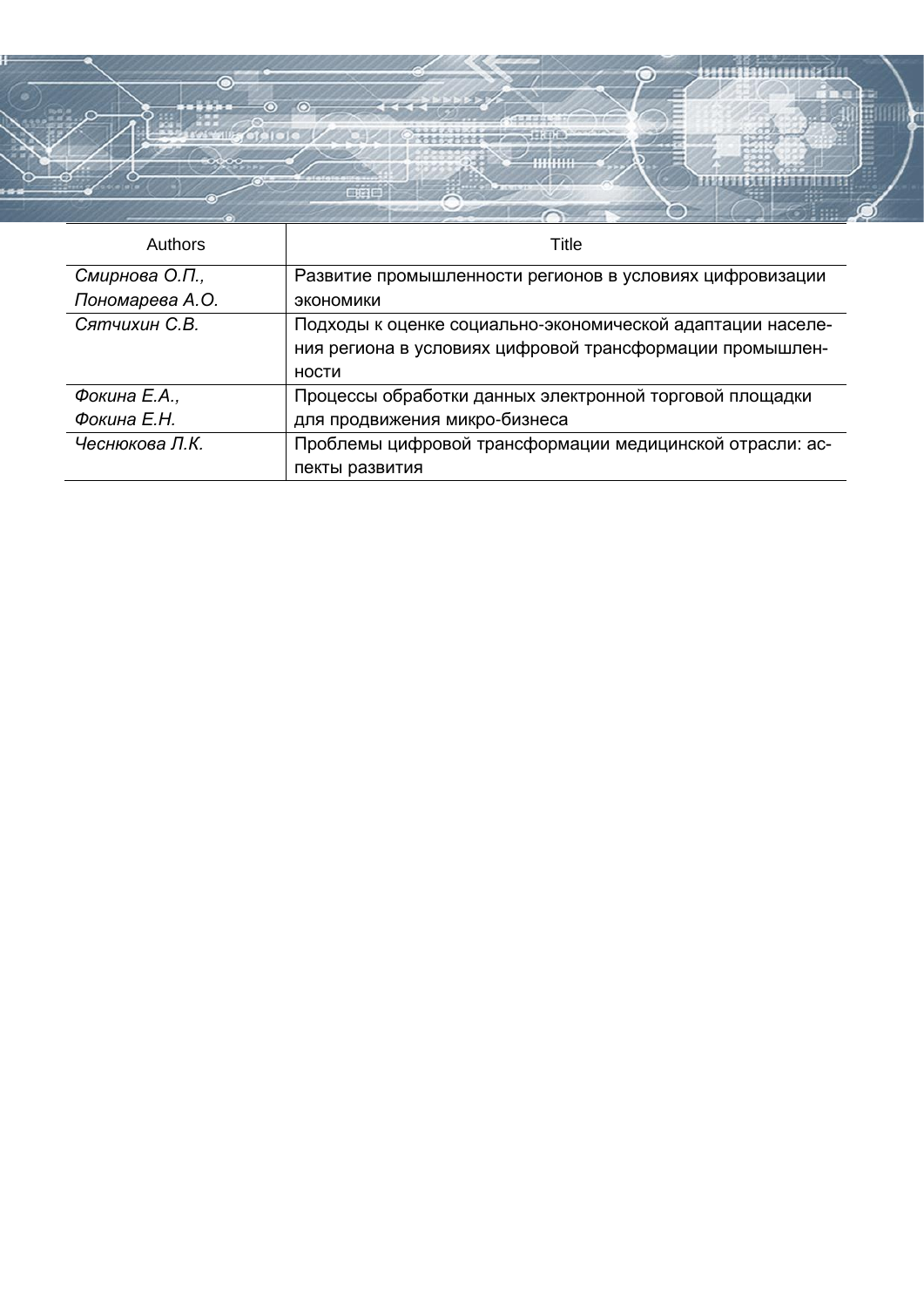| Authors | Title |
|---|---|
| *Смирнова О.П., Пономарева А.О.* | Развитие промышленности регионов в условиях цифровизации экономики |
| *Сятчихин С.В.* | Подходы к оценке социально-экономической адаптации населения региона в условиях цифровой трансформации промышленности |
| *Фокина Е.А., Фокина Е.Н.* | Процессы обработки данных электронной торговой площадки для продвижения микро-бизнеса |
| *Чеснюкова Л.К.* | Проблемы цифровой трансформации медицинской отрасли: аспекты развития |